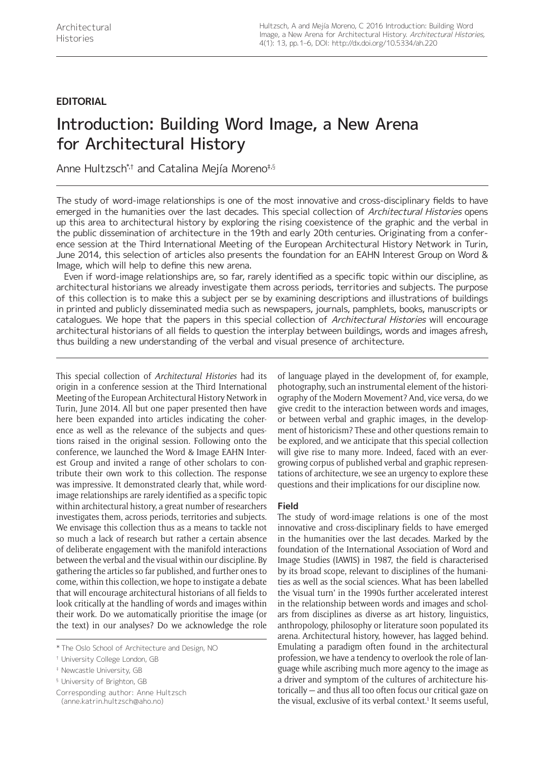**EDITORIAL**

# Introduction: Building Word Image, a New Arena for Architectural History

Anne Hultzsch[*,†] and Catalina Mejía Moreno[‡,§]

The study of word-image relationships is one of the most innovative and cross-disciplinary fields to have emerged in the humanities over the last decades. This special collection of *Architectural Histories* opens up this area to architectural history by exploring the rising coexistence of the graphic and the verbal in the public dissemination of architecture in the 19th and early 20th centuries. Originating from a conference session at the Third International Meeting of the European Architectural History Network in Turin, June 2014, this selection of articles also presents the foundation for an EAHN Interest Group on Word & Image, which will help to define this new arena.

Even if word-image relationships are, so far, rarely identified as a specific topic within our discipline, as architectural historians we already investigate them across periods, territories and subjects. The purpose of this collection is to make this a subject per se by examining descriptions and illustrations of buildings in printed and publicly disseminated media such as newspapers, journals, pamphlets, books, manuscripts or catalogues. We hope that the papers in this special collection of *Architectural Histories* will encourage architectural historians of all fields to question the interplay between buildings, words and images afresh, thus building a new understanding of the verbal and visual presence of architecture.

This special collection of *Architectural Histories* had its origin in a conference session at the Third International Meeting of the European Architectural History Network in Turin, June 2014. All but one paper presented then have here been expanded into articles indicating the coherence as well as the relevance of the subjects and questions raised in the original session. Following onto the conference, we launched the Word & Image EAHN Interest Group and invited a range of other scholars to contribute their own work to this collection. The response was impressive. It demonstrated clearly that, while word-image relationships are rarely identified as a specific topic within architectural history, a great number of researchers investigates them, across periods, territories and subjects. We envisage this collection thus as a means to tackle not so much a lack of research but rather a certain absence of deliberate engagement with the manifold interactions between the verbal and the visual within our discipline. By gathering the articles so far published, and further ones to come, within this collection, we hope to instigate a debate that will encourage architectural historians of all fields to look critically at the handling of words and images within their work. Do we automatically prioritise the image (or the text) in our analyses? Do we acknowledge the role of language played in the development of, for example, photography, such an instrumental element of the historiography of the Modern Movement? And, vice versa, do we give credit to the interaction between words and images, or between verbal and graphic images, in the development of historicism? These and other questions remain to be explored, and we anticipate that this special collection will give rise to many more. Indeed, faced with an ever-growing corpus of published verbal and graphic representations of architecture, we see an urgency to explore these questions and their implications for our discipline now.

## Field

The study of word-image relations is one of the most innovative and cross-disciplinary fields to have emerged in the humanities over the last decades. Marked by the foundation of the International Association of Word and Image Studies (IAWIS) in 1987, the field is characterised by its broad scope, relevant to disciplines of the humanities as well as the social sciences. What has been labelled the 'visual turn' in the 1990s further accelerated interest in the relationship between words and images and scholars from disciplines as diverse as art history, linguistics, anthropology, philosophy or literature soon populated its arena. Architectural history, however, has lagged behind. Emulating a paradigm often found in the architectural profession, we have a tendency to overlook the role of language while ascribing much more agency to the image as a driver and symptom of the cultures of architecture historically — and thus all too often focus our critical gaze on the visual, exclusive of its verbal context.[1] It seems useful,

\* The Oslo School of Architecture and Design, NO

† University College London, GB

‡ Newcastle University, GB

§ University of Brighton, GB

Corresponding author: Anne Hultzsch (anne.katrin.hultzsch@aho.no)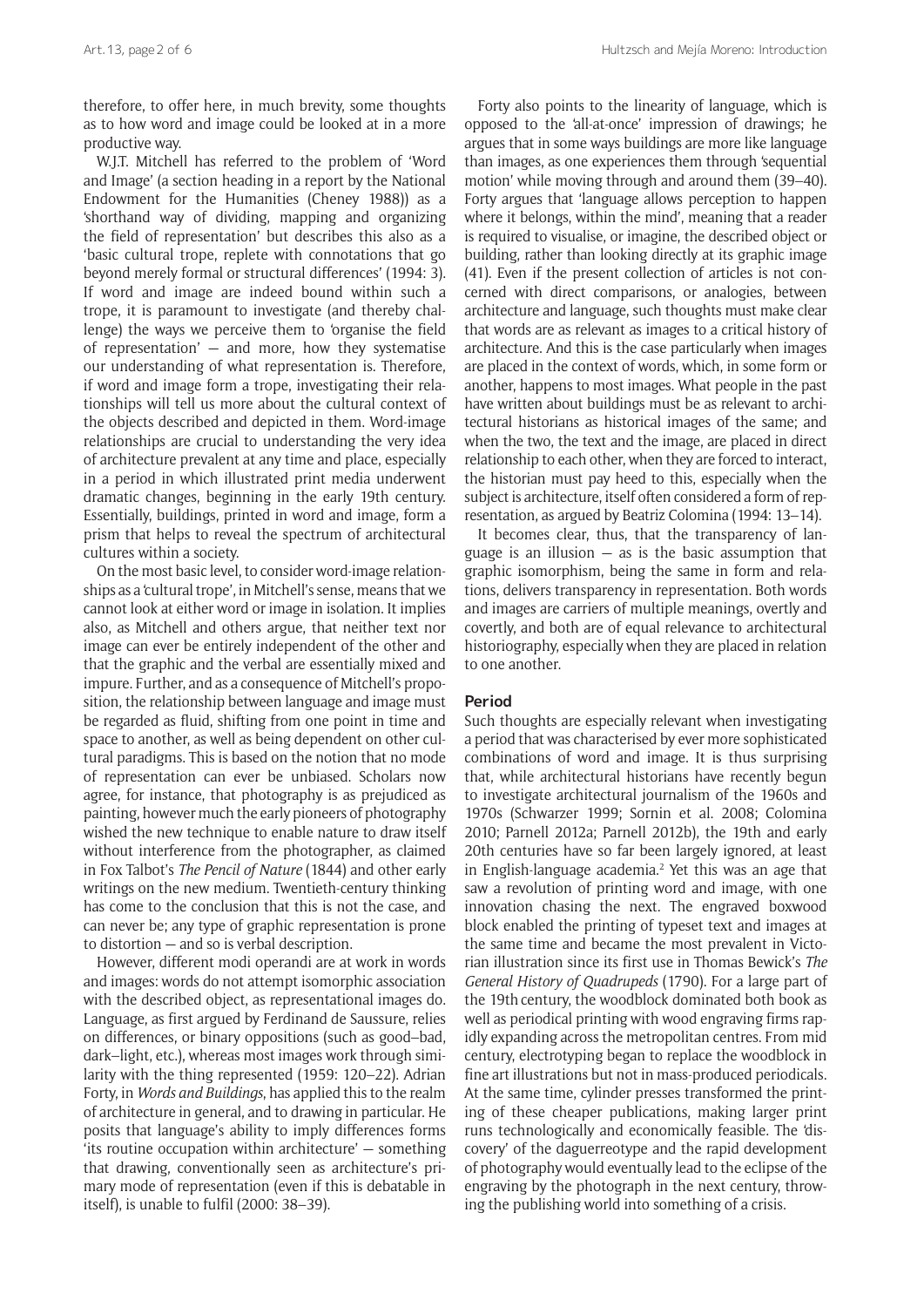therefore, to offer here, in much brevity, some thoughts as to how word and image could be looked at in a more productive way.

W.J.T. Mitchell has referred to the problem of 'Word and Image' (a section heading in a report by the National Endowment for the Humanities (Cheney 1988)) as a 'shorthand way of dividing, mapping and organizing the field of representation' but describes this also as a 'basic cultural trope, replete with connotations that go beyond merely formal or structural differences' (1994: 3). If word and image are indeed bound within such a trope, it is paramount to investigate (and thereby challenge) the ways we perceive them to 'organise the field of representation' — and more, how they systematise our understanding of what representation is. Therefore, if word and image form a trope, investigating their relationships will tell us more about the cultural context of the objects described and depicted in them. Word-image relationships are crucial to understanding the very idea of architecture prevalent at any time and place, especially in a period in which illustrated print media underwent dramatic changes, beginning in the early 19th century. Essentially, buildings, printed in word and image, form a prism that helps to reveal the spectrum of architectural cultures within a society.

On the most basic level, to consider word-image relationships as a 'cultural trope', in Mitchell's sense, means that we cannot look at either word or image in isolation. It implies also, as Mitchell and others argue, that neither text nor image can ever be entirely independent of the other and that the graphic and the verbal are essentially mixed and impure. Further, and as a consequence of Mitchell's proposition, the relationship between language and image must be regarded as fluid, shifting from one point in time and space to another, as well as being dependent on other cultural paradigms. This is based on the notion that no mode of representation can ever be unbiased. Scholars now agree, for instance, that photography is as prejudiced as painting, however much the early pioneers of photography wished the new technique to enable nature to draw itself without interference from the photographer, as claimed in Fox Talbot's *The Pencil of Nature* (1844) and other early writings on the new medium. Twentieth-century thinking has come to the conclusion that this is not the case, and can never be; any type of graphic representation is prone to distortion — and so is verbal description.

However, different modi operandi are at work in words and images: words do not attempt isomorphic association with the described object, as representational images do. Language, as first argued by Ferdinand de Saussure, relies on differences, or binary oppositions (such as good–bad, dark–light, etc.), whereas most images work through similarity with the thing represented (1959: 120–22). Adrian Forty, in *Words and Buildings*, has applied this to the realm of architecture in general, and to drawing in particular. He posits that language's ability to imply differences forms 'its routine occupation within architecture' — something that drawing, conventionally seen as architecture's primary mode of representation (even if this is debatable in itself), is unable to fulfil (2000: 38–39).

Forty also points to the linearity of language, which is opposed to the 'all-at-once' impression of drawings; he argues that in some ways buildings are more like language than images, as one experiences them through 'sequential motion' while moving through and around them (39–40). Forty argues that 'language allows perception to happen where it belongs, within the mind', meaning that a reader is required to visualise, or imagine, the described object or building, rather than looking directly at its graphic image (41). Even if the present collection of articles is not concerned with direct comparisons, or analogies, between architecture and language, such thoughts must make clear that words are as relevant as images to a critical history of architecture. And this is the case particularly when images are placed in the context of words, which, in some form or another, happens to most images. What people in the past have written about buildings must be as relevant to architectural historians as historical images of the same; and when the two, the text and the image, are placed in direct relationship to each other, when they are forced to interact, the historian must pay heed to this, especially when the subject is architecture, itself often considered a form of representation, as argued by Beatriz Colomina (1994: 13–14).

It becomes clear, thus, that the transparency of language is an illusion — as is the basic assumption that graphic isomorphism, being the same in form and relations, delivers transparency in representation. Both words and images are carriers of multiple meanings, overtly and covertly, and both are of equal relevance to architectural historiography, especially when they are placed in relation to one another.

## Period

Such thoughts are especially relevant when investigating a period that was characterised by ever more sophisticated combinations of word and image. It is thus surprising that, while architectural historians have recently begun to investigate architectural journalism of the 1960s and 1970s (Schwarzer 1999; Sornin et al. 2008; Colomina 2010; Parnell 2012a; Parnell 2012b), the 19th and early 20th centuries have so far been largely ignored, at least in English-language academia.[2] Yet this was an age that saw a revolution of printing word and image, with one innovation chasing the next. The engraved boxwood block enabled the printing of typeset text and images at the same time and became the most prevalent in Victorian illustration since its first use in Thomas Bewick's *The General History of Quadrupeds* (1790). For a large part of the 19th century, the woodblock dominated both book as well as periodical printing with wood engraving firms rapidly expanding across the metropolitan centres. From mid century, electrotyping began to replace the woodblock in fine art illustrations but not in mass-produced periodicals. At the same time, cylinder presses transformed the printing of these cheaper publications, making larger print runs technologically and economically feasible. The 'discovery' of the daguerreotype and the rapid development of photography would eventually lead to the eclipse of the engraving by the photograph in the next century, throwing the publishing world into something of a crisis.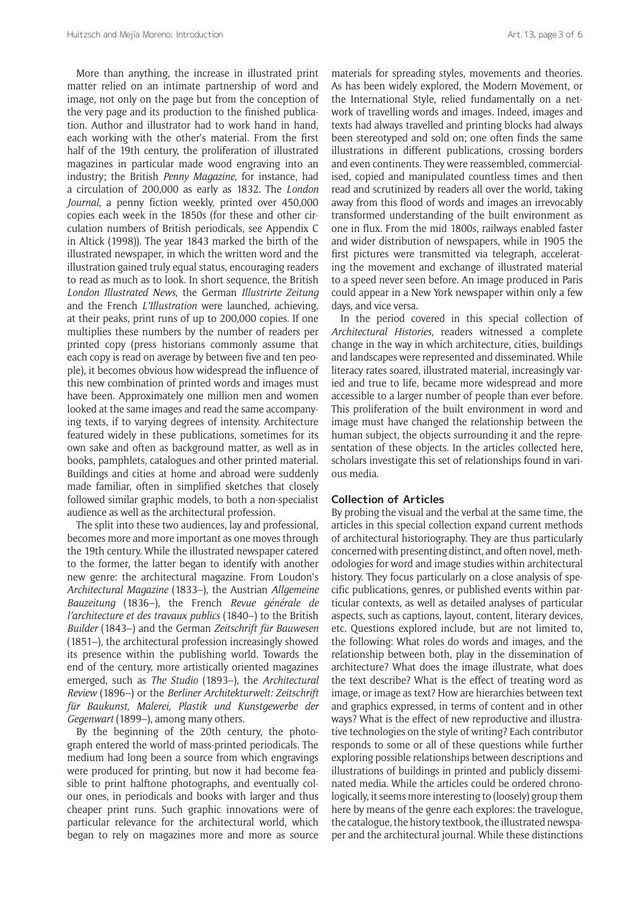More than anything, the increase in illustrated print matter relied on an intimate partnership of word and image, not only on the page but from the conception of the very page and its production to the finished publication. Author and illustrator had to work hand in hand, each working with the other's material. From the first half of the 19th century, the proliferation of illustrated magazines in particular made wood engraving into an industry; the British *Penny Magazine*, for instance, had a circulation of 200,000 as early as 1832. The *London Journal*, a penny fiction weekly, printed over 450,000 copies each week in the 1850s (for these and other circulation numbers of British periodicals, see Appendix C in Altick (1998)). The year 1843 marked the birth of the illustrated newspaper, in which the written word and the illustration gained truly equal status, encouraging readers to read as much as to look. In short sequence, the British *London Illustrated News*, the German *Illustrirte Zeitung* and the French *L'Illustration* were launched, achieving, at their peaks, print runs of up to 200,000 copies. If one multiplies these numbers by the number of readers per printed copy (press historians commonly assume that each copy is read on average by between five and ten people), it becomes obvious how widespread the influence of this new combination of printed words and images must have been. Approximately one million men and women looked at the same images and read the same accompanying texts, if to varying degrees of intensity. Architecture featured widely in these publications, sometimes for its own sake and often as background matter, as well as in books, pamphlets, catalogues and other printed material. Buildings and cities at home and abroad were suddenly made familiar, often in simplified sketches that closely followed similar graphic models, to both a non-specialist audience as well as the architectural profession.

The split into these two audiences, lay and professional, becomes more and more important as one moves through the 19th century. While the illustrated newspaper catered to the former, the latter began to identify with another new genre: the architectural magazine. From Loudon's *Architectural Magazine* (1833–), the Austrian *Allgemeine Bauzeitung* (1836–), the French *Revue générale de l'architecture et des travaux publics* (1840–) to the British *Builder* (1843–) and the German *Zeitschrift für Bauwesen* (1851–), the architectural profession increasingly showed its presence within the publishing world. Towards the end of the century, more artistically oriented magazines emerged, such as *The Studio* (1893–), the *Architectural Review* (1896–) or the *Berliner Architekturwelt: Zeitschrift für Baukunst, Malerei, Plastik und Kunstgewerbe der Gegenwart* (1899–), among many others.

By the beginning of the 20th century, the photograph entered the world of mass-printed periodicals. The medium had long been a source from which engravings were produced for printing, but now it had become feasible to print halftone photographs, and eventually colour ones, in periodicals and books with larger and thus cheaper print runs. Such graphic innovations were of particular relevance for the architectural world, which began to rely on magazines more and more as source materials for spreading styles, movements and theories. As has been widely explored, the Modern Movement, or the International Style, relied fundamentally on a network of travelling words and images. Indeed, images and texts had always travelled and printing blocks had always been stereotyped and sold on; one often finds the same illustrations in different publications, crossing borders and even continents. They were reassembled, commercialised, copied and manipulated countless times and then read and scrutinized by readers all over the world, taking away from this flood of words and images an irrevocably transformed understanding of the built environment as one in flux. From the mid 1800s, railways enabled faster and wider distribution of newspapers, while in 1905 the first pictures were transmitted via telegraph, accelerating the movement and exchange of illustrated material to a speed never seen before. An image produced in Paris could appear in a New York newspaper within only a few days, and vice versa.

In the period covered in this special collection of *Architectural Histories*, readers witnessed a complete change in the way in which architecture, cities, buildings and landscapes were represented and disseminated. While literacy rates soared, illustrated material, increasingly varied and true to life, became more widespread and more accessible to a larger number of people than ever before. This proliferation of the built environment in word and image must have changed the relationship between the human subject, the objects surrounding it and the representation of these objects. In the articles collected here, scholars investigate this set of relationships found in various media.

## Collection of Articles

By probing the visual and the verbal at the same time, the articles in this special collection expand current methods of architectural historiography. They are thus particularly concerned with presenting distinct, and often novel, methodologies for word and image studies within architectural history. They focus particularly on a close analysis of specific publications, genres, or published events within particular contexts, as well as detailed analyses of particular aspects, such as captions, layout, content, literary devices, etc. Questions explored include, but are not limited to, the following: What roles do words and images, and the relationship between both, play in the dissemination of architecture? What does the image illustrate, what does the text describe? What is the effect of treating word as image, or image as text? How are hierarchies between text and graphics expressed, in terms of content and in other ways? What is the effect of new reproductive and illustrative technologies on the style of writing? Each contributor responds to some or all of these questions while further exploring possible relationships between descriptions and illustrations of buildings in printed and publicly disseminated media. While the articles could be ordered chronologically, it seems more interesting to (loosely) group them here by means of the genre each explores: the travelogue, the catalogue, the history textbook, the illustrated newspaper and the architectural journal. While these distinctions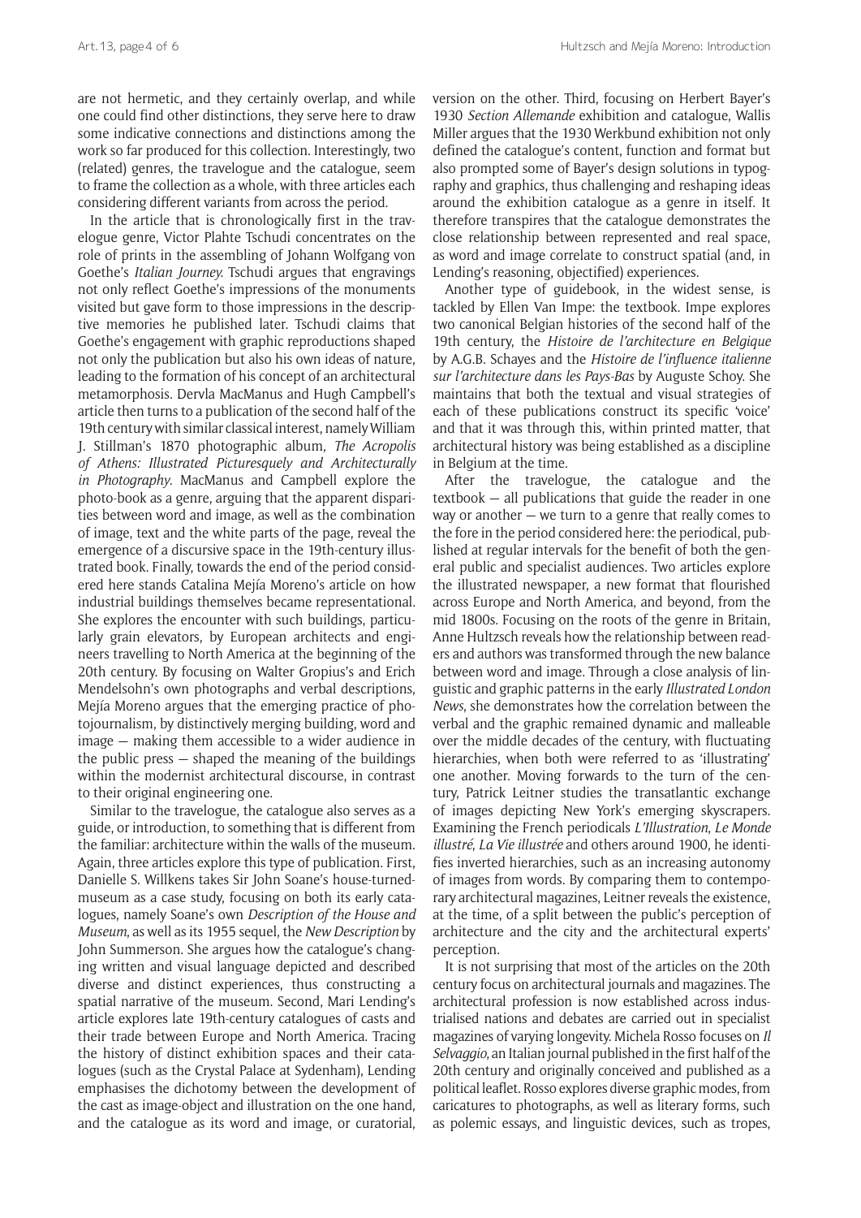are not hermetic, and they certainly overlap, and while one could find other distinctions, they serve here to draw some indicative connections and distinctions among the work so far produced for this collection. Interestingly, two (related) genres, the travelogue and the catalogue, seem to frame the collection as a whole, with three articles each considering different variants from across the period.

In the article that is chronologically first in the travelogue genre, Victor Plahte Tschudi concentrates on the role of prints in the assembling of Johann Wolfgang von Goethe's *Italian Journey*. Tschudi argues that engravings not only reflect Goethe's impressions of the monuments visited but gave form to those impressions in the descriptive memories he published later. Tschudi claims that Goethe's engagement with graphic reproductions shaped not only the publication but also his own ideas of nature, leading to the formation of his concept of an architectural metamorphosis. Dervla MacManus and Hugh Campbell's article then turns to a publication of the second half of the 19th century with similar classical interest, namely William J. Stillman's 1870 photographic album, *The Acropolis of Athens: Illustrated Picturesquely and Architecturally in Photography*. MacManus and Campbell explore the photo-book as a genre, arguing that the apparent disparities between word and image, as well as the combination of image, text and the white parts of the page, reveal the emergence of a discursive space in the 19th-century illustrated book. Finally, towards the end of the period considered here stands Catalina Mejía Moreno's article on how industrial buildings themselves became representational. She explores the encounter with such buildings, particularly grain elevators, by European architects and engineers travelling to North America at the beginning of the 20th century. By focusing on Walter Gropius's and Erich Mendelsohn's own photographs and verbal descriptions, Mejía Moreno argues that the emerging practice of photojournalism, by distinctively merging building, word and image — making them accessible to a wider audience in the public press — shaped the meaning of the buildings within the modernist architectural discourse, in contrast to their original engineering one.

Similar to the travelogue, the catalogue also serves as a guide, or introduction, to something that is different from the familiar: architecture within the walls of the museum. Again, three articles explore this type of publication. First, Danielle S. Willkens takes Sir John Soane's house-turned-museum as a case study, focusing on both its early catalogues, namely Soane's own *Description of the House and Museum*, as well as its 1955 sequel, the *New Description* by John Summerson. She argues how the catalogue's changing written and visual language depicted and described diverse and distinct experiences, thus constructing a spatial narrative of the museum. Second, Mari Lending's article explores late 19th-century catalogues of casts and their trade between Europe and North America. Tracing the history of distinct exhibition spaces and their catalogues (such as the Crystal Palace at Sydenham), Lending emphasises the dichotomy between the development of the cast as image-object and illustration on the one hand, and the catalogue as its word and image, or curatorial, version on the other. Third, focusing on Herbert Bayer's 1930 *Section Allemande* exhibition and catalogue, Wallis Miller argues that the 1930 Werkbund exhibition not only defined the catalogue's content, function and format but also prompted some of Bayer's design solutions in typography and graphics, thus challenging and reshaping ideas around the exhibition catalogue as a genre in itself. It therefore transpires that the catalogue demonstrates the close relationship between represented and real space, as word and image correlate to construct spatial (and, in Lending's reasoning, objectified) experiences.

Another type of guidebook, in the widest sense, is tackled by Ellen Van Impe: the textbook. Impe explores two canonical Belgian histories of the second half of the 19th century, the *Histoire de l'architecture en Belgique* by A.G.B. Schayes and the *Histoire de l'influence italienne sur l'architecture dans les Pays-Bas* by Auguste Schoy. She maintains that both the textual and visual strategies of each of these publications construct its specific 'voice' and that it was through this, within printed matter, that architectural history was being established as a discipline in Belgium at the time.

After the travelogue, the catalogue and the textbook — all publications that guide the reader in one way or another — we turn to a genre that really comes to the fore in the period considered here: the periodical, published at regular intervals for the benefit of both the general public and specialist audiences. Two articles explore the illustrated newspaper, a new format that flourished across Europe and North America, and beyond, from the mid 1800s. Focusing on the roots of the genre in Britain, Anne Hultzsch reveals how the relationship between readers and authors was transformed through the new balance between word and image. Through a close analysis of linguistic and graphic patterns in the early *Illustrated London News*, she demonstrates how the correlation between the verbal and the graphic remained dynamic and malleable over the middle decades of the century, with fluctuating hierarchies, when both were referred to as 'illustrating' one another. Moving forwards to the turn of the century, Patrick Leitner studies the transatlantic exchange of images depicting New York's emerging skyscrapers. Examining the French periodicals *L'Illustration*, *Le Monde illustré*, *La Vie illustrée* and others around 1900, he identifies inverted hierarchies, such as an increasing autonomy of images from words. By comparing them to contemporary architectural magazines, Leitner reveals the existence, at the time, of a split between the public's perception of architecture and the city and the architectural experts' perception.

It is not surprising that most of the articles on the 20th century focus on architectural journals and magazines. The architectural profession is now established across industrialised nations and debates are carried out in specialist magazines of varying longevity. Michela Rosso focuses on *Il Selvaggio*, an Italian journal published in the first half of the 20th century and originally conceived and published as a political leaflet. Rosso explores diverse graphic modes, from caricatures to photographs, as well as literary forms, such as polemic essays, and linguistic devices, such as tropes,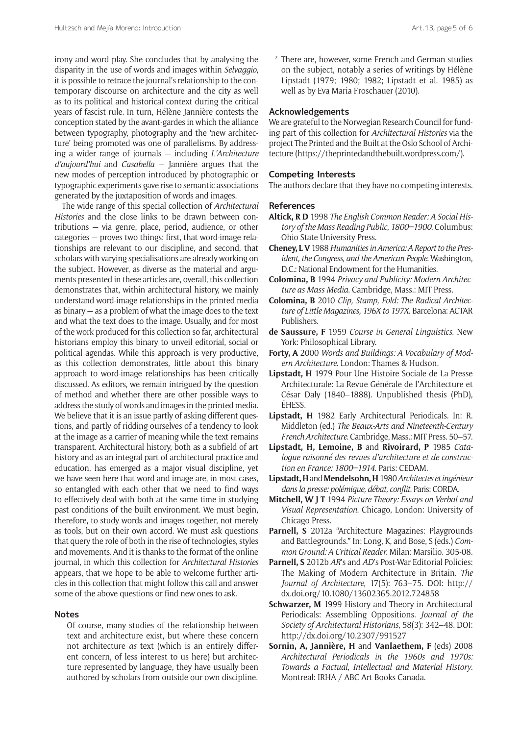irony and word play. She concludes that by analysing the disparity in the use of words and images within *Selvaggio*, it is possible to retrace the journal's relationship to the contemporary discourse on architecture and the city as well as to its political and historical context during the critical years of fascist rule. In turn, Hélène Jannière contests the conception stated by the avant-gardes in which the alliance between typography, photography and the 'new architecture' being promoted was one of parallelisms. By addressing a wider range of journals — including *L'Architecture d'aujourd'hui* and *Casabella* — Jannière argues that the new modes of perception introduced by photographic or typographic experiments gave rise to semantic associations generated by the juxtaposition of words and images.

The wide range of this special collection of *Architectural Histories* and the close links to be drawn between contributions — via genre, place, period, audience, or other categories — proves two things: first, that word-image relationships are relevant to our discipline, and second, that scholars with varying specialisations are already working on the subject. However, as diverse as the material and arguments presented in these articles are, overall, this collection demonstrates that, within architectural history, we mainly understand word-image relationships in the printed media as binary — as a problem of what the image does to the text and what the text does to the image. Usually, and for most of the work produced for this collection so far, architectural historians employ this binary to unveil editorial, social or political agendas. While this approach is very productive, as this collection demonstrates, little about this binary approach to word-image relationships has been critically discussed. As editors, we remain intrigued by the question of method and whether there are other possible ways to address the study of words and images in the printed media. We believe that it is an issue partly of asking different questions, and partly of ridding ourselves of a tendency to look at the image as a carrier of meaning while the text remains transparent. Architectural history, both as a subfield of art history and as an integral part of architectural practice and education, has emerged as a major visual discipline, yet we have seen here that word and image are, in most cases, so entangled with each other that we need to find ways to effectively deal with both at the same time in studying past conditions of the built environment. We must begin, therefore, to study words and images together, not merely as tools, but on their own accord. We must ask questions that query the role of both in the rise of technologies, styles and movements. And it is thanks to the format of the online journal, in which this collection for *Architectural Histories* appears, that we hope to be able to welcome further articles in this collection that might follow this call and answer some of the above questions or find new ones to ask.

## Notes

[1] Of course, many studies of the relationship between text and architecture exist, but where these concern not architecture *as* text (which is an entirely different concern, of less interest to us here) but architecture represented by language, they have usually been authored by scholars from outside our own discipline.

[2] There are, however, some French and German studies on the subject, notably a series of writings by Hélène Lipstadt (1979; 1980; 1982; Lipstadt et al. 1985) as well as by Eva Maria Froschauer (2010).

## Acknowledgements

We are grateful to the Norwegian Research Council for funding part of this collection for *Architectural Histories* via the project The Printed and the Built at the Oslo School of Architecture (https://theprintedandthebuilt.wordpress.com/).

## Competing Interests

The authors declare that they have no competing interests.

## References

**Altick, R D** 1998 *The English Common Reader: A Social History of the Mass Reading Public, 1800–1900*. Columbus: Ohio State University Press.

**Cheney, L V** 1988 *Humanities in America: A Report to the President, the Congress, and the American People*. Washington, D.C.: National Endowment for the Humanities.

**Colomina, B** 1994 *Privacy and Publicity: Modern Architecture as Mass Media*. Cambridge, Mass.: MIT Press.

**Colomina, B** 2010 *Clip, Stamp, Fold: The Radical Architecture of Little Magazines, 196X to 197X*. Barcelona: ACTAR Publishers.

**de Saussure, F** 1959 *Course in General Linguistics*. New York: Philosophical Library.

**Forty, A** 2000 *Words and Buildings: A Vocabulary of Modern Architecture*. London: Thames & Hudson.

**Lipstadt, H** 1979 Pour Une Histoire Sociale de La Presse Architecturale: La Revue Générale de l'Architecture et César Daly (1840–1888). Unpublished thesis (PhD), ÉHESS.

**Lipstadt, H** 1982 Early Architectural Periodicals. In: R. Middleton (ed.) *The Beaux-Arts and Nineteenth-Century French Architecture*. Cambridge, Mass.: MIT Press. 50–57.

**Lipstadt, H, Lemoine, B** and **Rivoirard, P** 1985 *Catalogue raisonné des revues d'architecture et de construction en France: 1800–1914*. Paris: CEDAM.

**Lipstadt, H** and **Mendelsohn, H** 1980 *Architectes et ingénieur dans la presse: polémique, débat, conflit*. Paris: CORDA.

**Mitchell, W J T** 1994 *Picture Theory: Essays on Verbal and Visual Representation*. Chicago, London: University of Chicago Press.

**Parnell, S** 2012a "Architecture Magazines: Playgrounds and Battlegrounds." In: Long, K, and Bose, S (eds.) *Common Ground: A Critical Reader*. Milan: Marsilio. 305-08.

**Parnell, S** 2012b *AR*'s and *AD*'s Post-War Editorial Policies: The Making of Modern Architecture in Britain. *The Journal of Architecture*, 17(5): 763–75. DOI: http://dx.doi.org/10.1080/13602365.2012.724858

**Schwarzer, M** 1999 History and Theory in Architectural Periodicals: Assembling Oppositions. *Journal of the Society of Architectural Historians*, 58(3): 342–48. DOI: http://dx.doi.org/10.2307/991527

**Sornin, A, Jannière, H** and **Vanlaethem, F** (eds) 2008 *Architectural Periodicals in the 1960s and 1970s: Towards a Factual, Intellectual and Material History*. Montreal: IRHA / ABC Art Books Canada.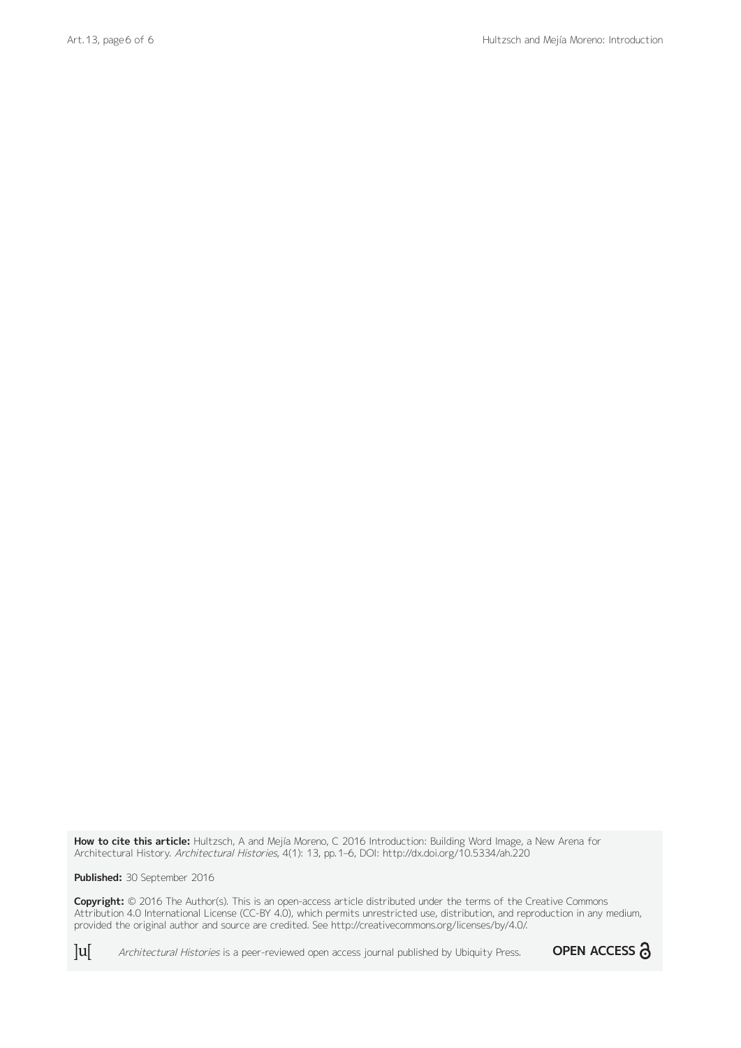**How to cite this article:** Hultzsch, A and Mejía Moreno, C 2016 Introduction: Building Word Image, a New Arena for Architectural History. *Architectural Histories,* 4(1): 13, pp. 1–6, DOI: http://dx.doi.org/10.5334/ah.220

**Published:** 30 September 2016

**Copyright:** © 2016 The Author(s). This is an open-access article distributed under the terms of the Creative Commons Attribution 4.0 International License (CC-BY 4.0), which permits unrestricted use, distribution, and reproduction in any medium, provided the original author and source are credited. See http://creativecommons.org/licenses/by/4.0/.

*Architectural Histories* is a peer-reviewed open access journal published by Ubiquity Press.

**OPEN ACCESS**